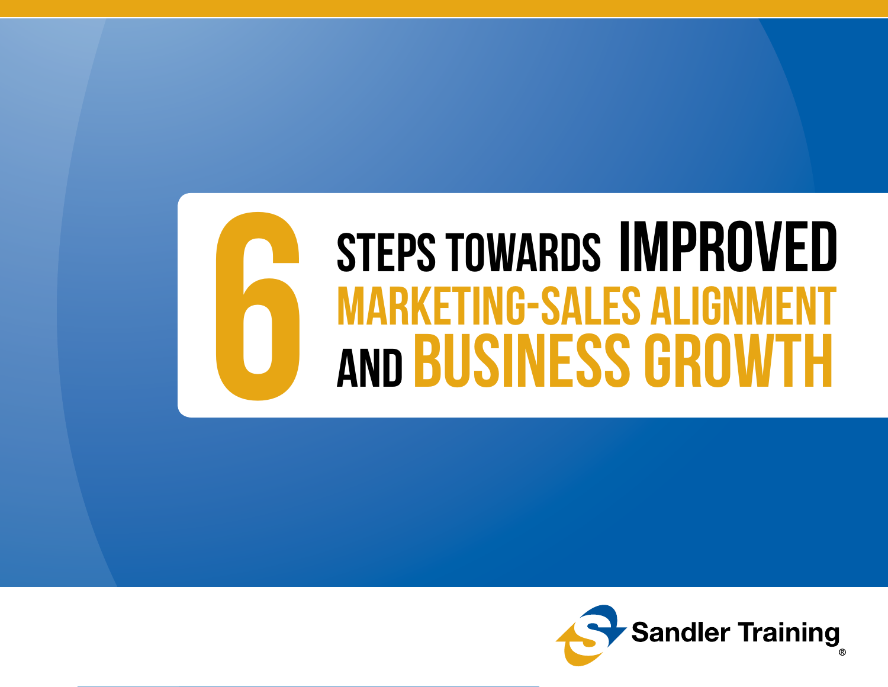# 6 STEPS TOWARDS IMPROVED MARKETING-SALES ALIGNMENT AND BUSINESS GROWTH

Sandler Training®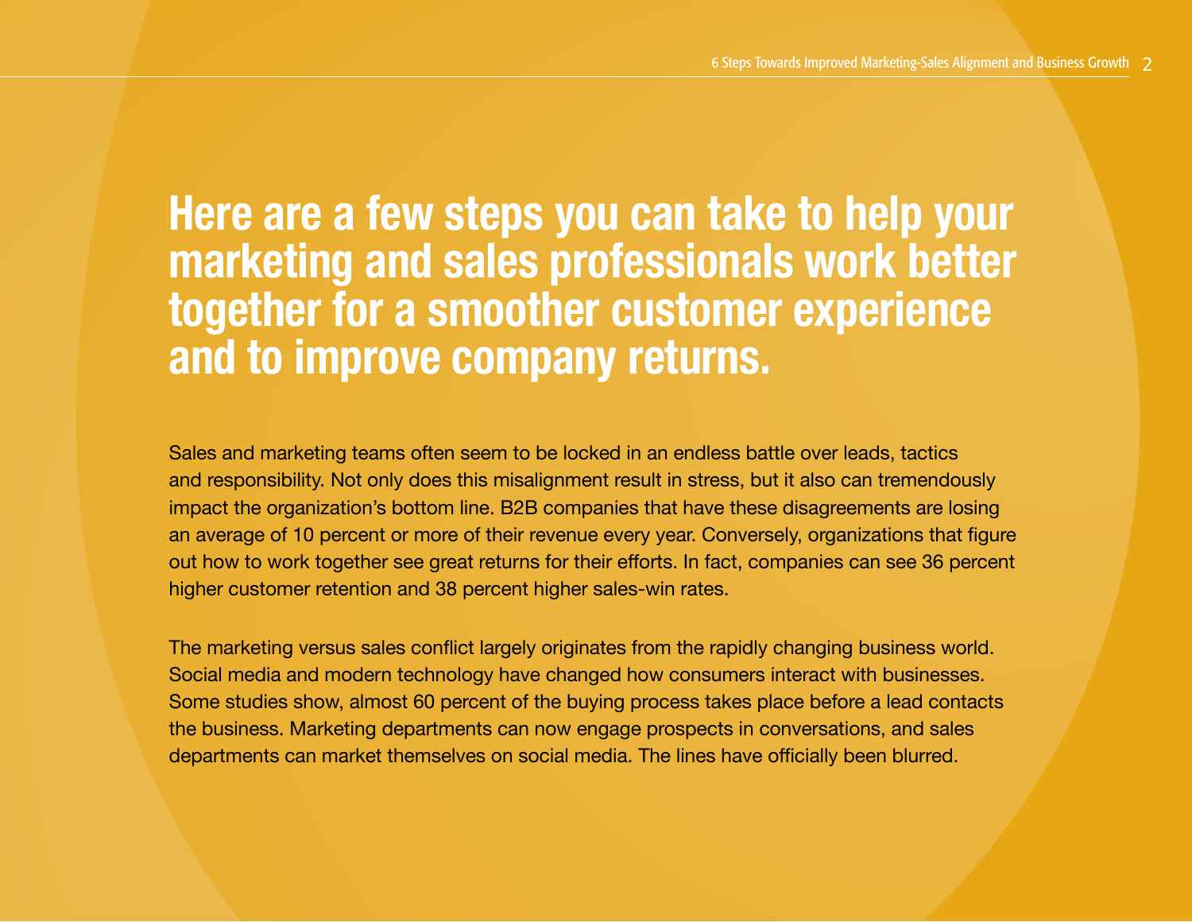# Here are a few steps you can take to help your marketing and sales professionals work better together for a smoother customer experience and to improve company returns.

Sales and marketing teams often seem to be locked in an endless battle over leads, tactics and responsibility. Not only does this misalignment result in stress, but it also can tremendously impact the organization's bottom line. B2B companies that have these disagreements are losing an average of 10 percent or more of their revenue every year. Conversely, organizations that figure out how to work together see great returns for their efforts. In fact, companies can see 36 percent higher customer retention and 38 percent higher sales-win rates.

The marketing versus sales conflict largely originates from the rapidly changing business world. Social media and modern technology have changed how consumers interact with businesses. Some studies show, almost 60 percent of the buying process takes place before a lead contacts the business. Marketing departments can now engage prospects in conversations, and sales departments can market themselves on social media. The lines have officially been blurred.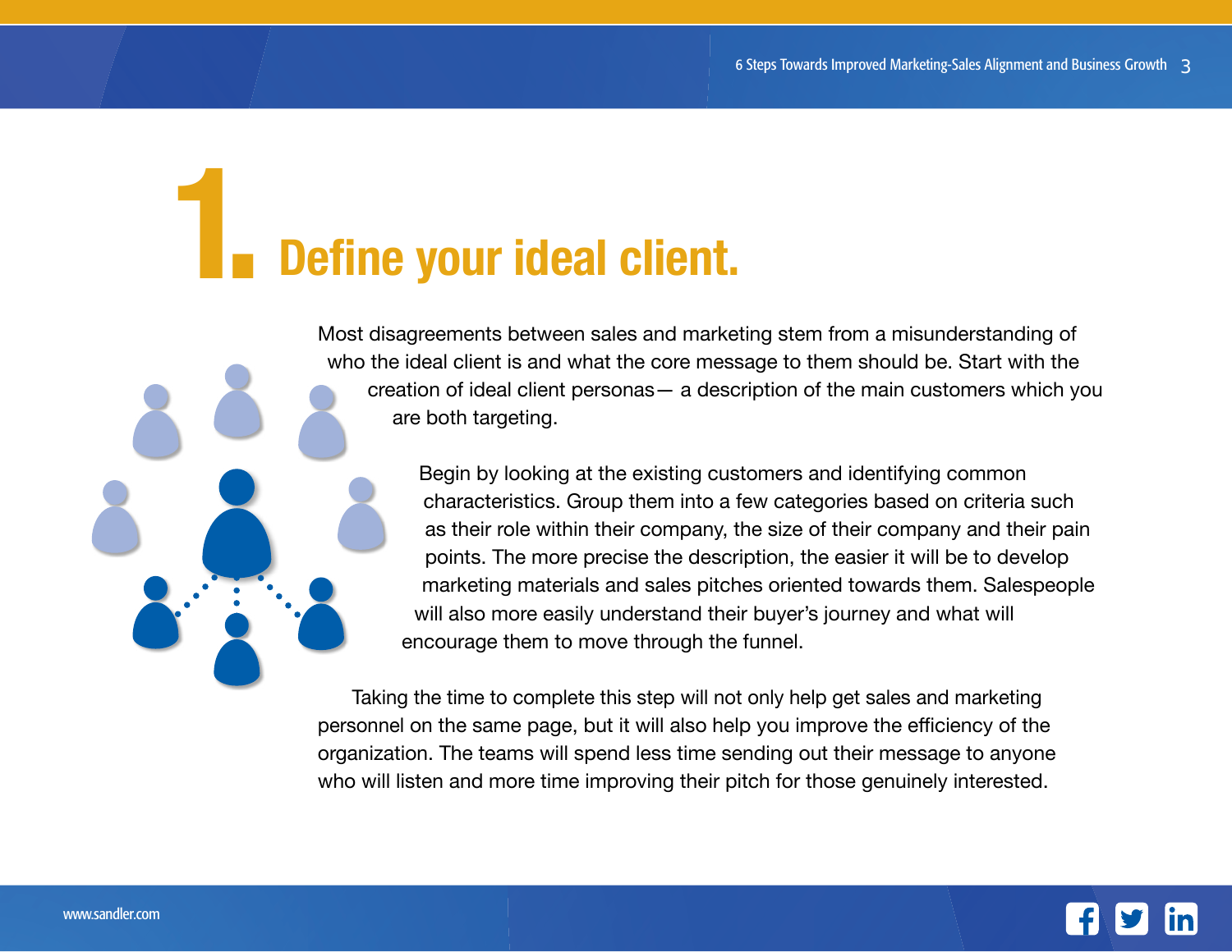# 1. Define your ideal client.

Most disagreements between sales and marketing stem from a misunderstanding of who the ideal client is and what the core message to them should be. Start with the creation of ideal client personas— a description of the main customers which you are both targeting.

Begin by looking at the existing customers and identifying common characteristics. Group them into a few categories based on criteria such as their role within their company, the size of their company and their pain points. The more precise the description, the easier it will be to develop marketing materials and sales pitches oriented towards them. Salespeople will also more easily understand their buyer's journey and what will encourage them to move through the funnel.

Taking the time to complete this step will not only help get sales and marketing personnel on the same page, but it will also help you improve the efficiency of the organization. The teams will spend less time sending out their message to anyone who will listen and more time improving their pitch for those genuinely interested.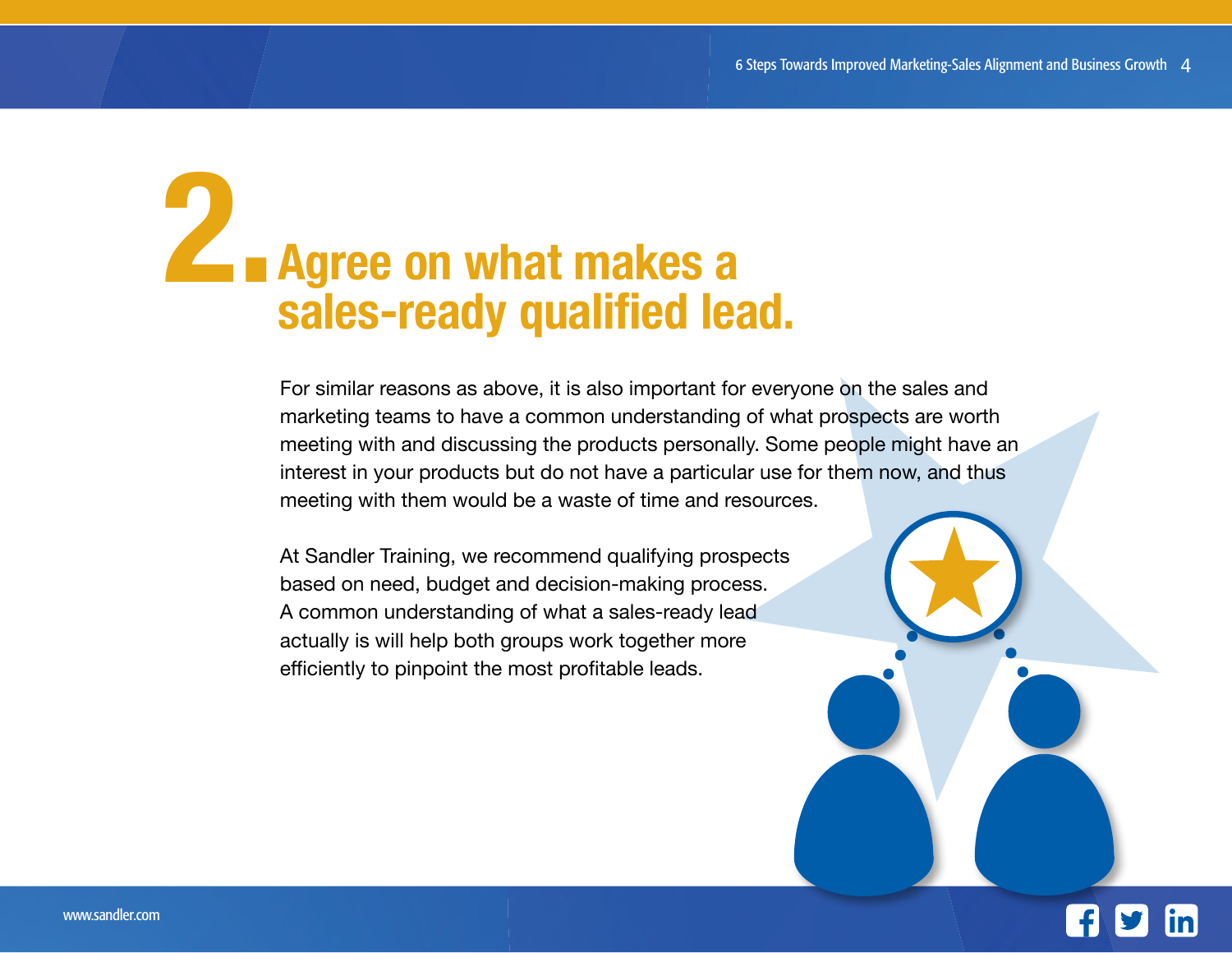# 2. Agree on what makes a sales-ready qualified lead.

For similar reasons as above, it is also important for everyone on the sales and marketing teams to have a common understanding of what prospects are worth meeting with and discussing the products personally. Some people might have an interest in your products but do not have a particular use for them now, and thus meeting with them would be a waste of time and resources.

At Sandler Training, we recommend qualifying prospects based on need, budget and decision-making process. A common understanding of what a sales-ready lead actually is will help both groups work together more efficiently to pinpoint the most profitable leads.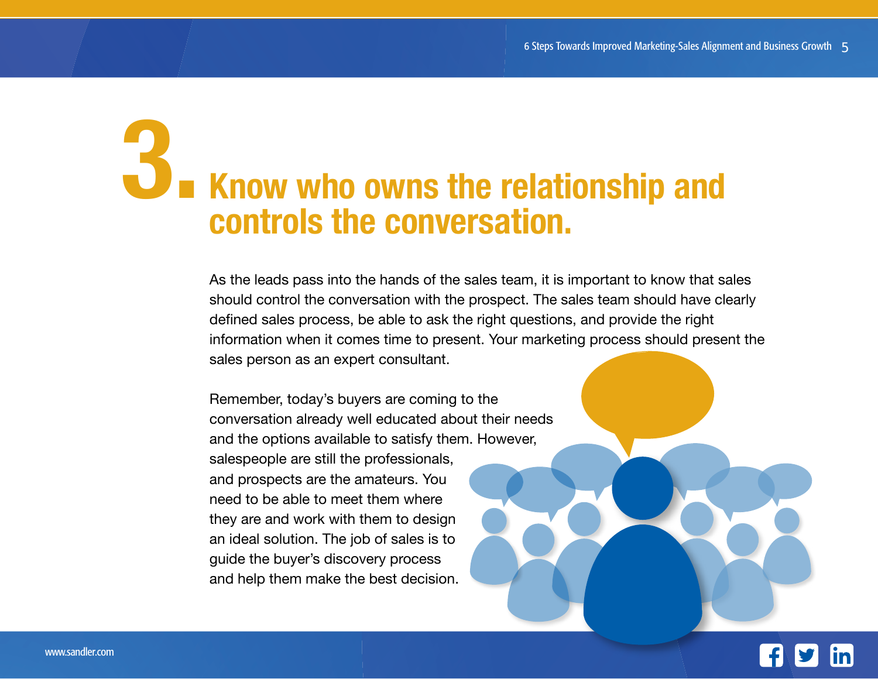# 3. Know who owns the relationship and controls the conversation.

As the leads pass into the hands of the sales team, it is important to know that sales should control the conversation with the prospect. The sales team should have clearly defined sales process, be able to ask the right questions, and provide the right information when it comes time to present. Your marketing process should present the sales person as an expert consultant.

Remember, today's buyers are coming to the conversation already well educated about their needs and the options available to satisfy them. However, salespeople are still the professionals, and prospects are the amateurs. You need to be able to meet them where they are and work with them to design an ideal solution. The job of sales is to guide the buyer's discovery process and help them make the best decision.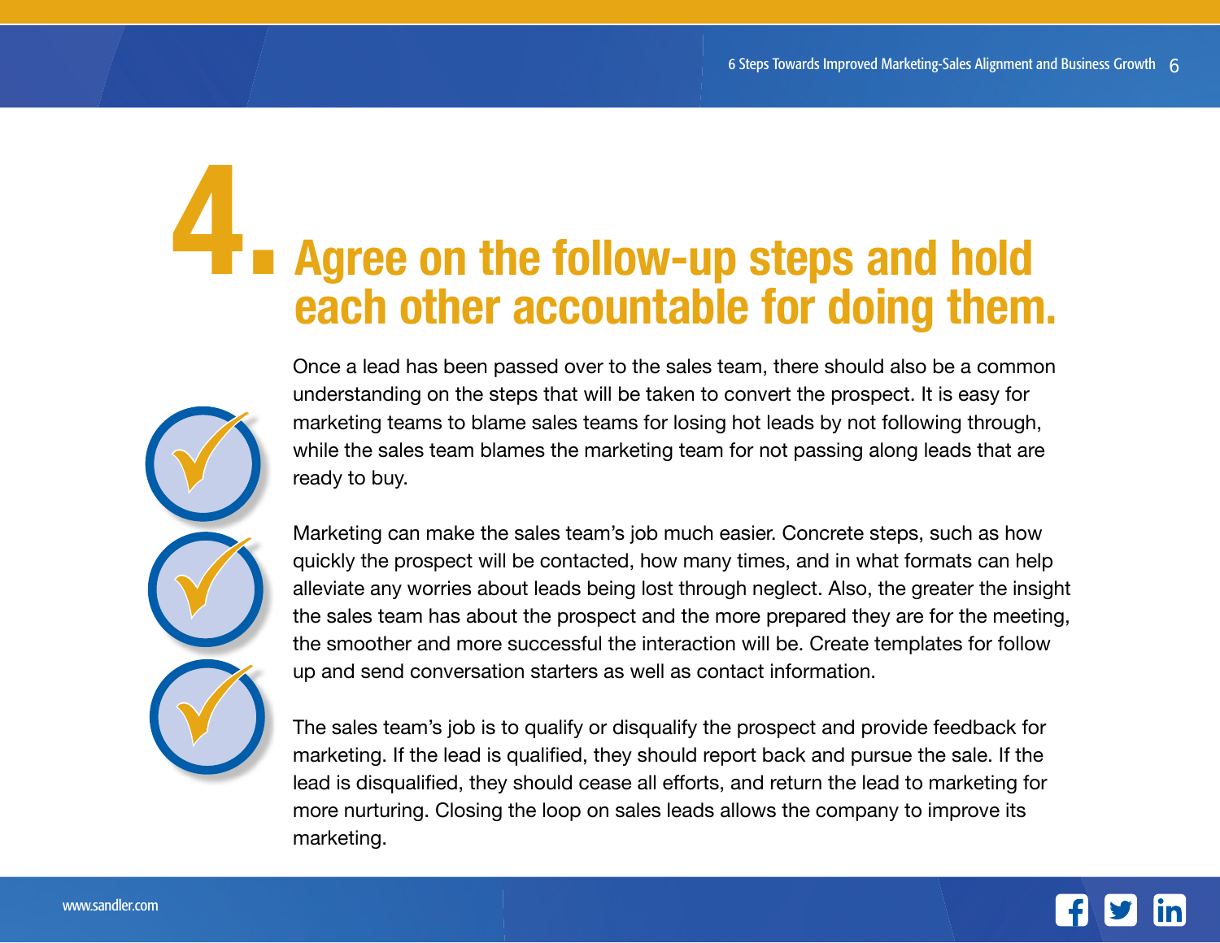# 4. Agree on the follow-up steps and hold each other accountable for doing them.

Once a lead has been passed over to the sales team, there should also be a common understanding on the steps that will be taken to convert the prospect. It is easy for marketing teams to blame sales teams for losing hot leads by not following through, while the sales team blames the marketing team for not passing along leads that are ready to buy.

Marketing can make the sales team's job much easier. Concrete steps, such as how quickly the prospect will be contacted, how many times, and in what formats can help alleviate any worries about leads being lost through neglect. Also, the greater the insight the sales team has about the prospect and the more prepared they are for the meeting, the smoother and more successful the interaction will be. Create templates for follow up and send conversation starters as well as contact information.

The sales team's job is to qualify or disqualify the prospect and provide feedback for marketing. If the lead is qualified, they should report back and pursue the sale. If the lead is disqualified, they should cease all efforts, and return the lead to marketing for more nurturing. Closing the loop on sales leads allows the company to improve its marketing.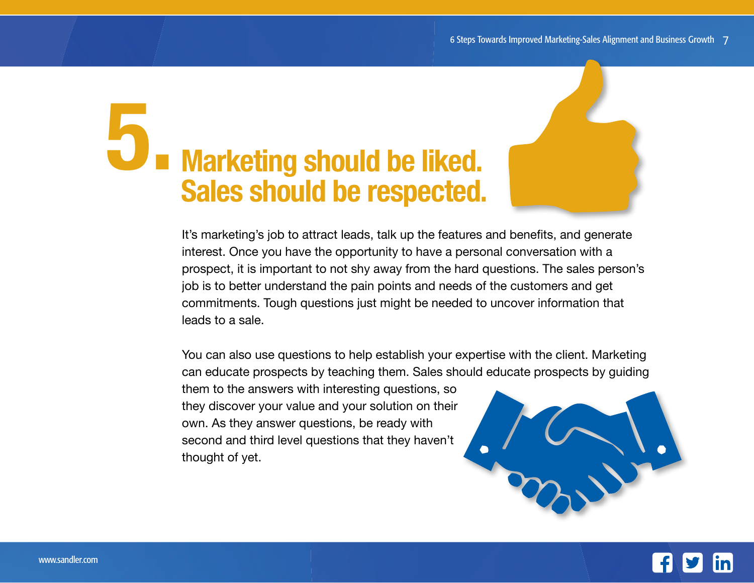# 5. Marketing should be liked. Sales should be respected.

It's marketing's job to attract leads, talk up the features and benefits, and generate interest. Once you have the opportunity to have a personal conversation with a prospect, it is important to not shy away from the hard questions. The sales person's job is to better understand the pain points and needs of the customers and get commitments. Tough questions just might be needed to uncover information that leads to a sale.

You can also use questions to help establish your expertise with the client. Marketing can educate prospects by teaching them. Sales should educate prospects by guiding them to the answers with interesting questions, so they discover your value and your solution on their own. As they answer questions, be ready with second and third level questions that they haven't thought of yet.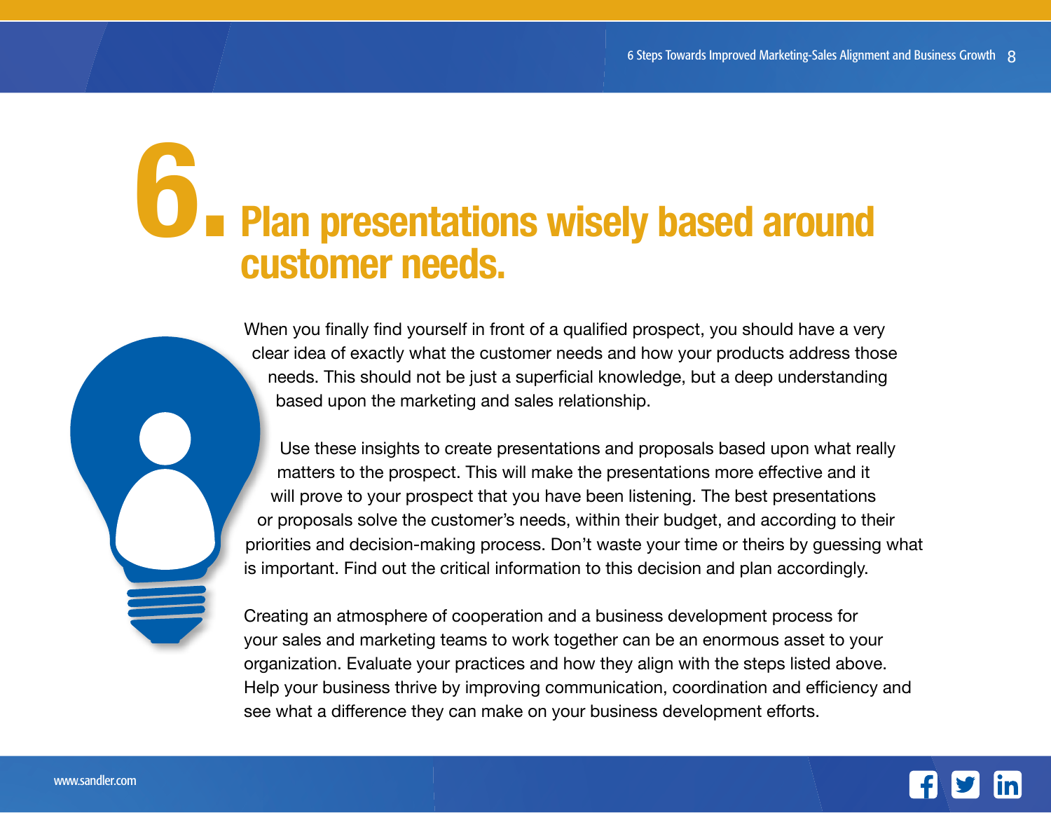# 6. Plan presentations wisely based around customer needs.

When you finally find yourself in front of a qualified prospect, you should have a very clear idea of exactly what the customer needs and how your products address those needs. This should not be just a superficial knowledge, but a deep understanding based upon the marketing and sales relationship.

Use these insights to create presentations and proposals based upon what really matters to the prospect. This will make the presentations more effective and it will prove to your prospect that you have been listening. The best presentations or proposals solve the customer's needs, within their budget, and according to their priorities and decision-making process. Don't waste your time or theirs by guessing what is important. Find out the critical information to this decision and plan accordingly.

Creating an atmosphere of cooperation and a business development process for your sales and marketing teams to work together can be an enormous asset to your organization. Evaluate your practices and how they align with the steps listed above. Help your business thrive by improving communication, coordination and efficiency and see what a difference they can make on your business development efforts.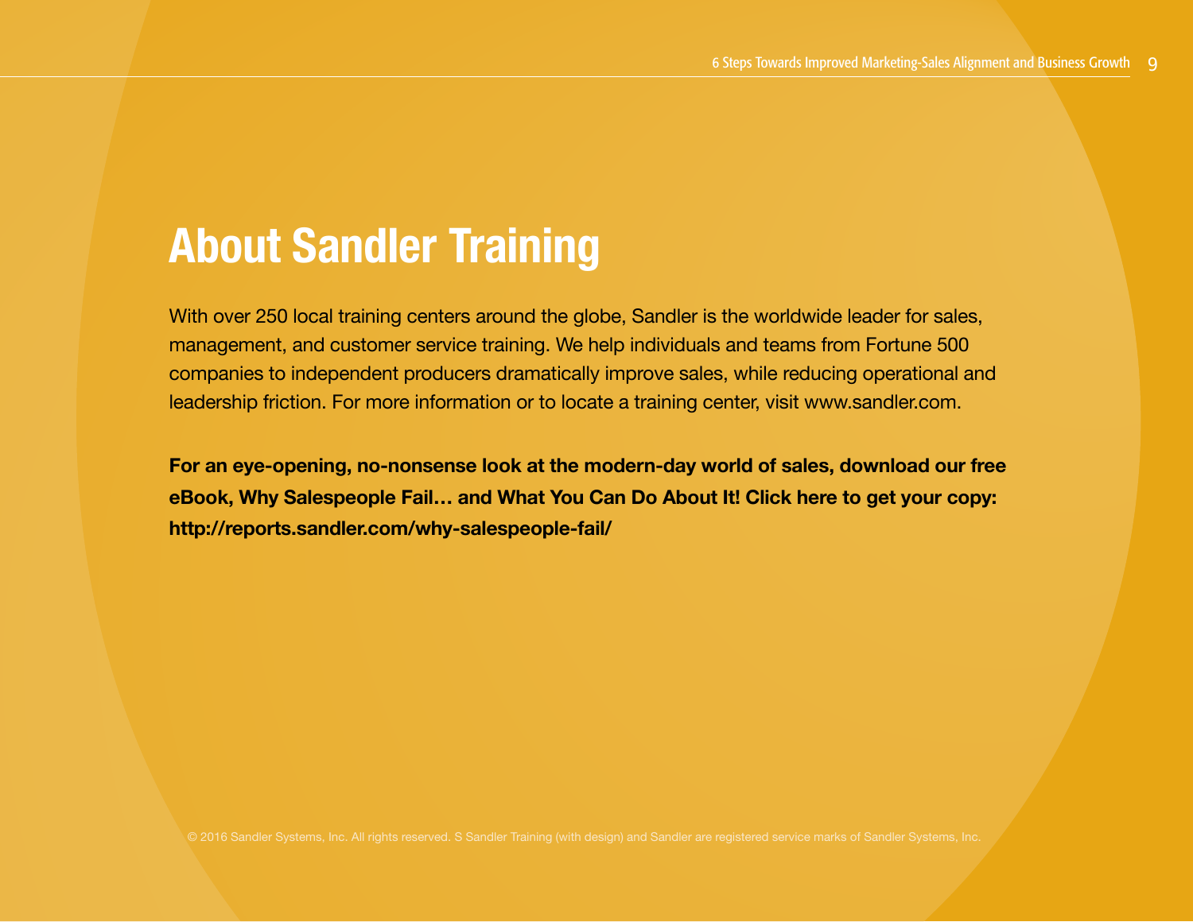# About Sandler Training

With over 250 local training centers around the globe, Sandler is the worldwide leader for sales, management, and customer service training. We help individuals and teams from Fortune 500 companies to independent producers dramatically improve sales, while reducing operational and leadership friction. For more information or to locate a training center, visit www.sandler.com.

**For an eye-opening, no-nonsense look at the modern-day world of sales, download our free eBook, Why Salespeople Fail… and What You Can Do About It! Click here to get your copy: http://reports.sandler.com/why-salespeople-fail/**

© 2016 Sandler Systems, Inc. All rights reserved. S Sandler Training (with design) and Sandler are registered service marks of Sandler Systems, Inc.